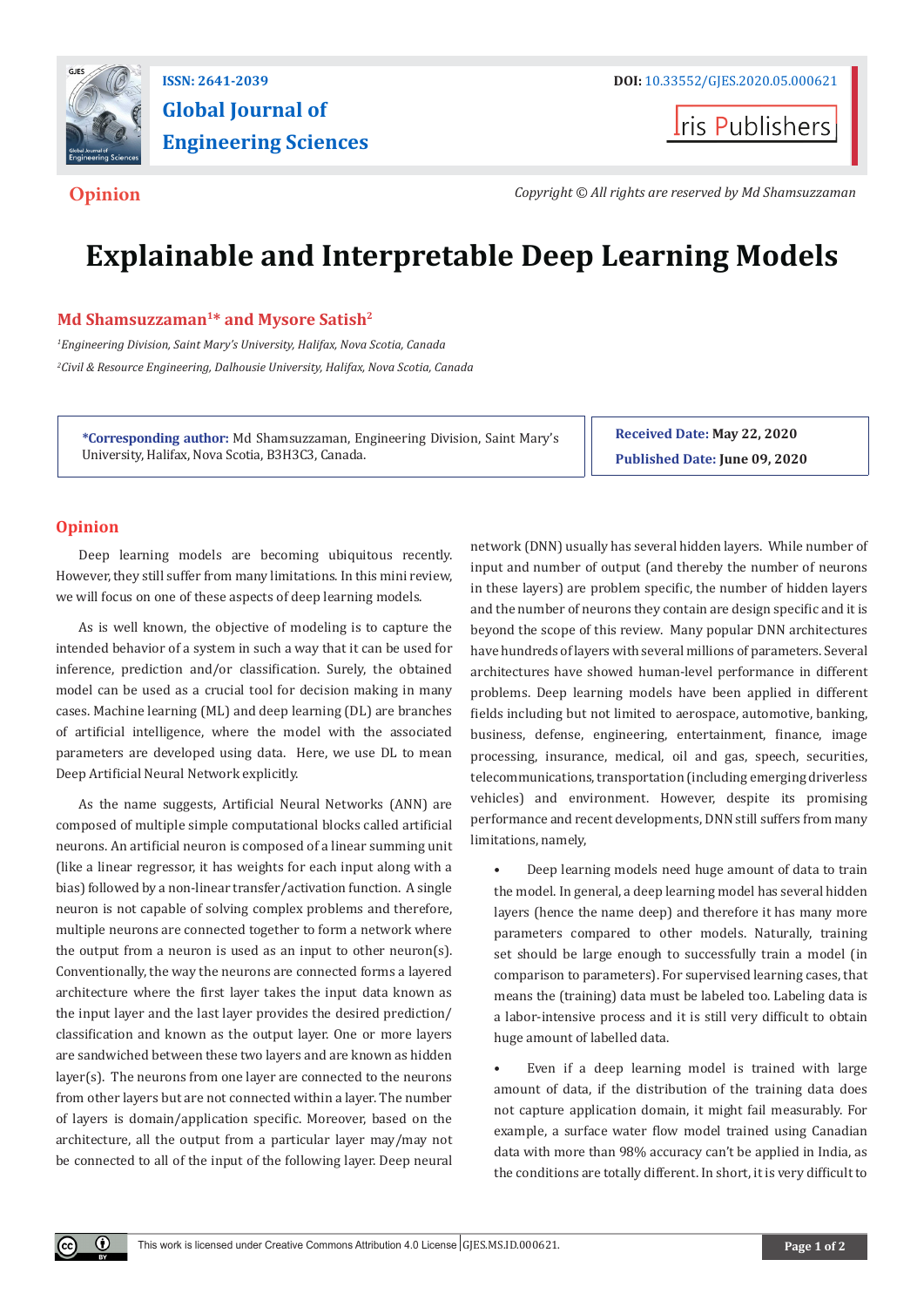ISSN: 2641-2039

Global Journal of Engineering Sciences

DOI: 10.33552/GJES.2020.05.000621

Iris Publishers

**Opinion**

*Copyright © All rights are reserved by Md Shamsuzzaman*

# Explainable and Interpretable Deep Learning Models

**Md Shamsuzzaman[1]* and Mysore Satish[2]**

*[1]Engineering Division, Saint Mary's University, Halifax, Nova Scotia, Canada*

*[2]Civil & Resource Engineering, Dalhousie University, Halifax, Nova Scotia, Canada*

**\*Corresponding author:** Md Shamsuzzaman, Engineering Division, Saint Mary's University, Halifax, Nova Scotia, B3H3C3, Canada.

**Received Date:** May 22, 2020

**Published Date:** June 09, 2020

## Opinion

Deep learning models are becoming ubiquitous recently. However, they still suffer from many limitations. In this mini review, we will focus on one of these aspects of deep learning models.

As is well known, the objective of modeling is to capture the intended behavior of a system in such a way that it can be used for inference, prediction and/or classification. Surely, the obtained model can be used as a crucial tool for decision making in many cases. Machine learning (ML) and deep learning (DL) are branches of artificial intelligence, where the model with the associated parameters are developed using data. Here, we use DL to mean Deep Artificial Neural Network explicitly.

As the name suggests, Artificial Neural Networks (ANN) are composed of multiple simple computational blocks called artificial neurons. An artificial neuron is composed of a linear summing unit (like a linear regressor, it has weights for each input along with a bias) followed by a non-linear transfer/activation function. A single neuron is not capable of solving complex problems and therefore, multiple neurons are connected together to form a network where the output from a neuron is used as an input to other neuron(s). Conventionally, the way the neurons are connected forms a layered architecture where the first layer takes the input data known as the input layer and the last layer provides the desired prediction/classification and known as the output layer. One or more layers are sandwiched between these two layers and are known as hidden layer(s). The neurons from one layer are connected to the neurons from other layers but are not connected within a layer. The number of layers is domain/application specific. Moreover, based on the architecture, all the output from a particular layer may/may not be connected to all of the input of the following layer. Deep neural network (DNN) usually has several hidden layers. While number of input and number of output (and thereby the number of neurons in these layers) are problem specific, the number of hidden layers and the number of neurons they contain are design specific and it is beyond the scope of this review. Many popular DNN architectures have hundreds of layers with several millions of parameters. Several architectures have showed human-level performance in different problems. Deep learning models have been applied in different fields including but not limited to aerospace, automotive, banking, business, defense, engineering, entertainment, finance, image processing, insurance, medical, oil and gas, speech, securities, telecommunications, transportation (including emerging driverless vehicles) and environment. However, despite its promising performance and recent developments, DNN still suffers from many limitations, namely,

- Deep learning models need huge amount of data to train the model. In general, a deep learning model has several hidden layers (hence the name deep) and therefore it has many more parameters compared to other models. Naturally, training set should be large enough to successfully train a model (in comparison to parameters). For supervised learning cases, that means the (training) data must be labeled too. Labeling data is a labor-intensive process and it is still very difficult to obtain huge amount of labelled data.

- Even if a deep learning model is trained with large amount of data, if the distribution of the training data does not capture application domain, it might fail measurably. For example, a surface water flow model trained using Canadian data with more than 98% accuracy can't be applied in India, as the conditions are totally different. In short, it is very difficult to

This work is licensed under Creative Commons Attribution 4.0 License GJES.MS.ID.000621.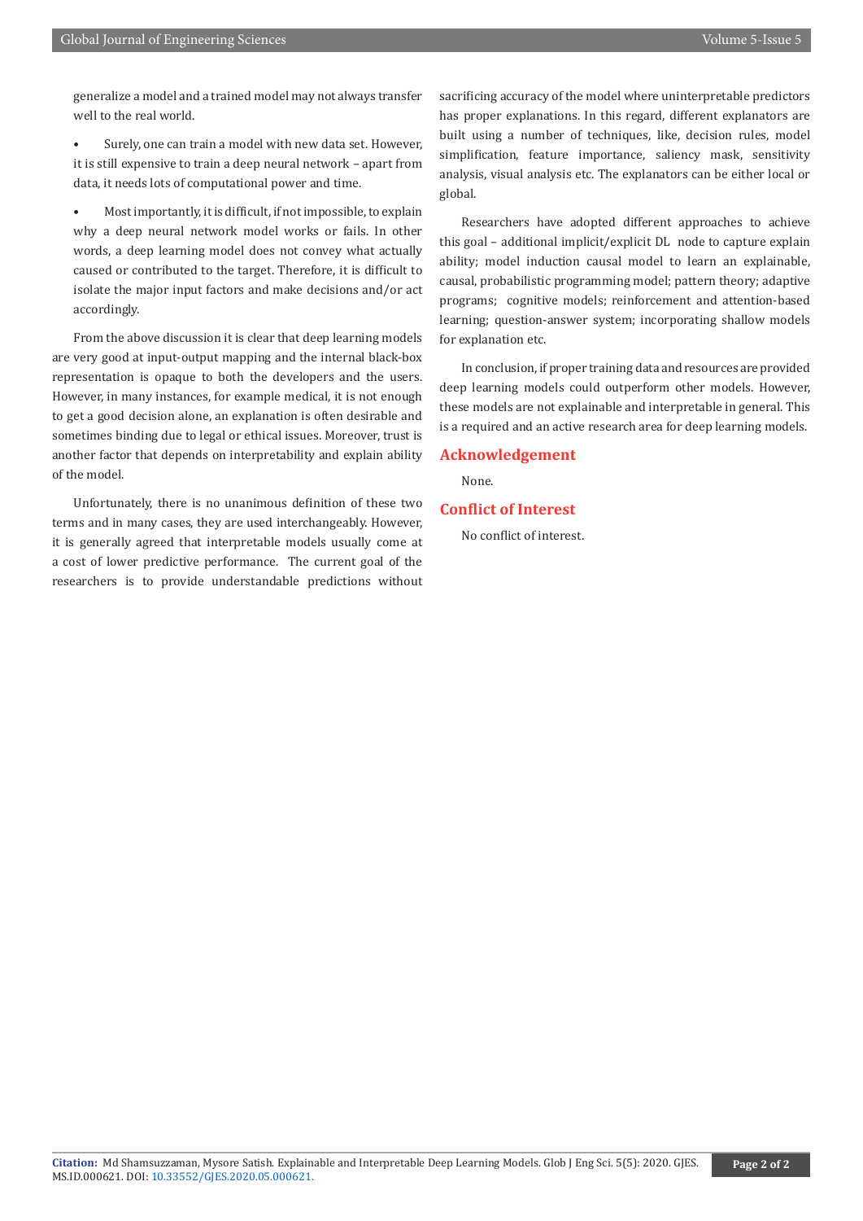generalize a model and a trained model may not always transfer well to the real world.

- Surely, one can train a model with new data set. However, it is still expensive to train a deep neural network – apart from data, it needs lots of computational power and time.

- Most importantly, it is difficult, if not impossible, to explain why a deep neural network model works or fails. In other words, a deep learning model does not convey what actually caused or contributed to the target. Therefore, it is difficult to isolate the major input factors and make decisions and/or act accordingly.

From the above discussion it is clear that deep learning models are very good at input-output mapping and the internal black-box representation is opaque to both the developers and the users. However, in many instances, for example medical, it is not enough to get a good decision alone, an explanation is often desirable and sometimes binding due to legal or ethical issues. Moreover, trust is another factor that depends on interpretability and explain ability of the model.

Unfortunately, there is no unanimous definition of these two terms and in many cases, they are used interchangeably. However, it is generally agreed that interpretable models usually come at a cost of lower predictive performance. The current goal of the researchers is to provide understandable predictions without sacrificing accuracy of the model where uninterpretable predictors has proper explanations. In this regard, different explanators are built using a number of techniques, like, decision rules, model simplification, feature importance, saliency mask, sensitivity analysis, visual analysis etc. The explanators can be either local or global.

Researchers have adopted different approaches to achieve this goal – additional implicit/explicit DL node to capture explain ability; model induction causal model to learn an explainable, causal, probabilistic programming model; pattern theory; adaptive programs; cognitive models; reinforcement and attention-based learning; question-answer system; incorporating shallow models for explanation etc.

In conclusion, if proper training data and resources are provided deep learning models could outperform other models. However, these models are not explainable and interpretable in general. This is a required and an active research area for deep learning models.

## Acknowledgement

None.

## Conflict of Interest

No conflict of interest.

**Citation:** Md Shamsuzzaman, Mysore Satish. Explainable and Interpretable Deep Learning Models. Glob J Eng Sci. 5(5): 2020. GJES. MS.ID.000621. DOI: 10.33552/GJES.2020.05.000621.